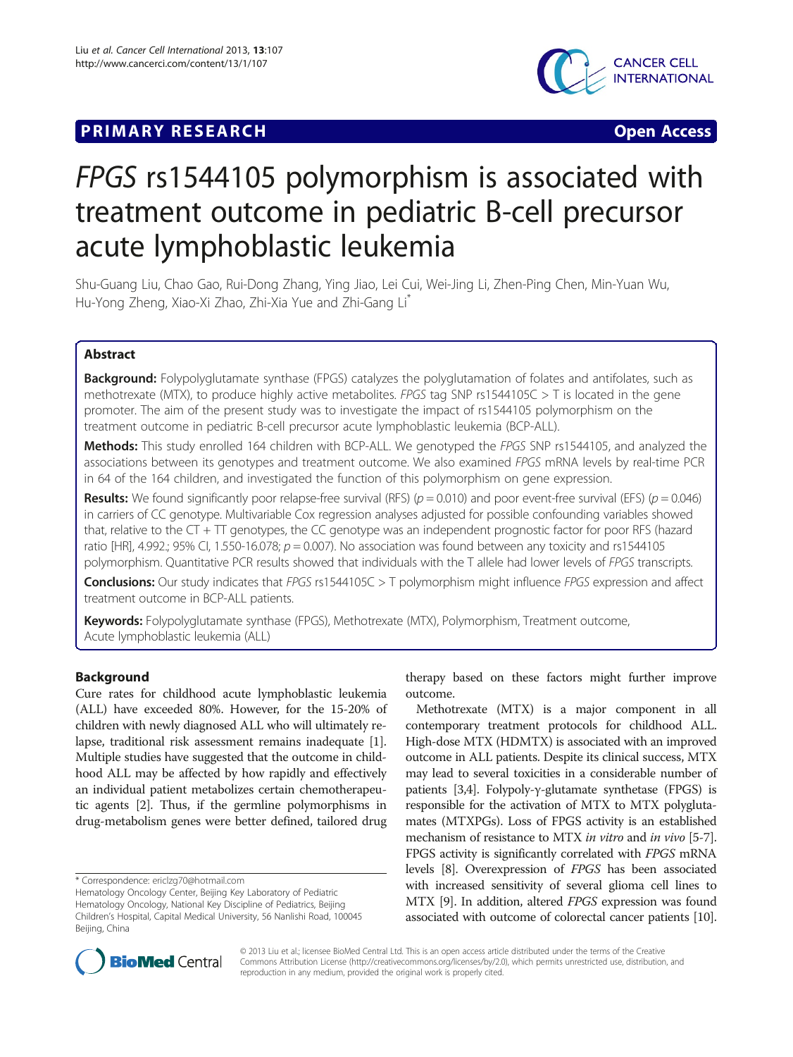**PRIMARY RESEARCH** **Open Access**

# *FPGS* rs1544105 polymorphism is associated with treatment outcome in pediatric B-cell precursor acute lymphoblastic leukemia

Shu-Guang Liu, Chao Gao, Rui-Dong Zhang, Ying Jiao, Lei Cui, Wei-Jing Li, Zhen-Ping Chen, Min-Yuan Wu, Hu-Yong Zheng, Xiao-Xi Zhao, Zhi-Xia Yue and Zhi-Gang Li*

## Abstract

**Background:** Folypolyglutamate synthase (FPGS) catalyzes the polyglutamation of folates and antifolates, such as methotrexate (MTX), to produce highly active metabolites. *FPGS* tag SNP rs1544105C > T is located in the gene promoter. The aim of the present study was to investigate the impact of rs1544105 polymorphism on the treatment outcome in pediatric B-cell precursor acute lymphoblastic leukemia (BCP-ALL).

**Methods:** This study enrolled 164 children with BCP-ALL. We genotyped the *FPGS* SNP rs1544105, and analyzed the associations between its genotypes and treatment outcome. We also examined *FPGS* mRNA levels by real-time PCR in 64 of the 164 children, and investigated the function of this polymorphism on gene expression.

**Results:** We found significantly poor relapse-free survival (RFS) ($p = 0.010$) and poor event-free survival (EFS) ($p = 0.046$) in carriers of CC genotype. Multivariable Cox regression analyses adjusted for possible confounding variables showed that, relative to the CT + TT genotypes, the CC genotype was an independent prognostic factor for poor RFS (hazard ratio [HR], 4.992.; 95% CI, 1.550-16.078; $p = 0.007$). No association was found between any toxicity and rs1544105 polymorphism. Quantitative PCR results showed that individuals with the T allele had lower levels of *FPGS* transcripts.

**Conclusions:** Our study indicates that *FPGS* rs1544105C > T polymorphism might influence *FPGS* expression and affect treatment outcome in BCP-ALL patients.

**Keywords:** Folypolyglutamate synthase (FPGS), Methotrexate (MTX), Polymorphism, Treatment outcome, Acute lymphoblastic leukemia (ALL)

## Background

Cure rates for childhood acute lymphoblastic leukemia (ALL) have exceeded 80%. However, for the 15-20% of children with newly diagnosed ALL who will ultimately relapse, traditional risk assessment remains inadequate [1]. Multiple studies have suggested that the outcome in childhood ALL may be affected by how rapidly and effectively an individual patient metabolizes certain chemotherapeutic agents [2]. Thus, if the germline polymorphisms in drug-metabolism genes were better defined, tailored drug therapy based on these factors might further improve outcome.

Methotrexate (MTX) is a major component in all contemporary treatment protocols for childhood ALL. High-dose MTX (HDMTX) is associated with an improved outcome in ALL patients. Despite its clinical success, MTX may lead to several toxicities in a considerable number of patients [3,4]. Folypoly-γ-glutamate synthetase (FPGS) is responsible for the activation of MTX to MTX polyglutamates (MTXPGs). Loss of FPGS activity is an established mechanism of resistance to MTX *in vitro* and *in vivo* [5-7]. FPGS activity is significantly correlated with *FPGS* mRNA levels [8]. Overexpression of *FPGS* has been associated with increased sensitivity of several glioma cell lines to MTX [9]. In addition, altered *FPGS* expression was found associated with outcome of colorectal cancer patients [10].

* Correspondence: ericlzg70@hotmail.com
Hematology Oncology Center, Beijing Key Laboratory of Pediatric Hematology Oncology, National Key Discipline of Pediatrics, Beijing Children's Hospital, Capital Medical University, 56 Nanlishi Road, 100045 Beijing, China

© 2013 Liu et al.; licensee BioMed Central Ltd. This is an open access article distributed under the terms of the Creative Commons Attribution License (http://creativecommons.org/licenses/by/2.0), which permits unrestricted use, distribution, and reproduction in any medium, provided the original work is properly cited.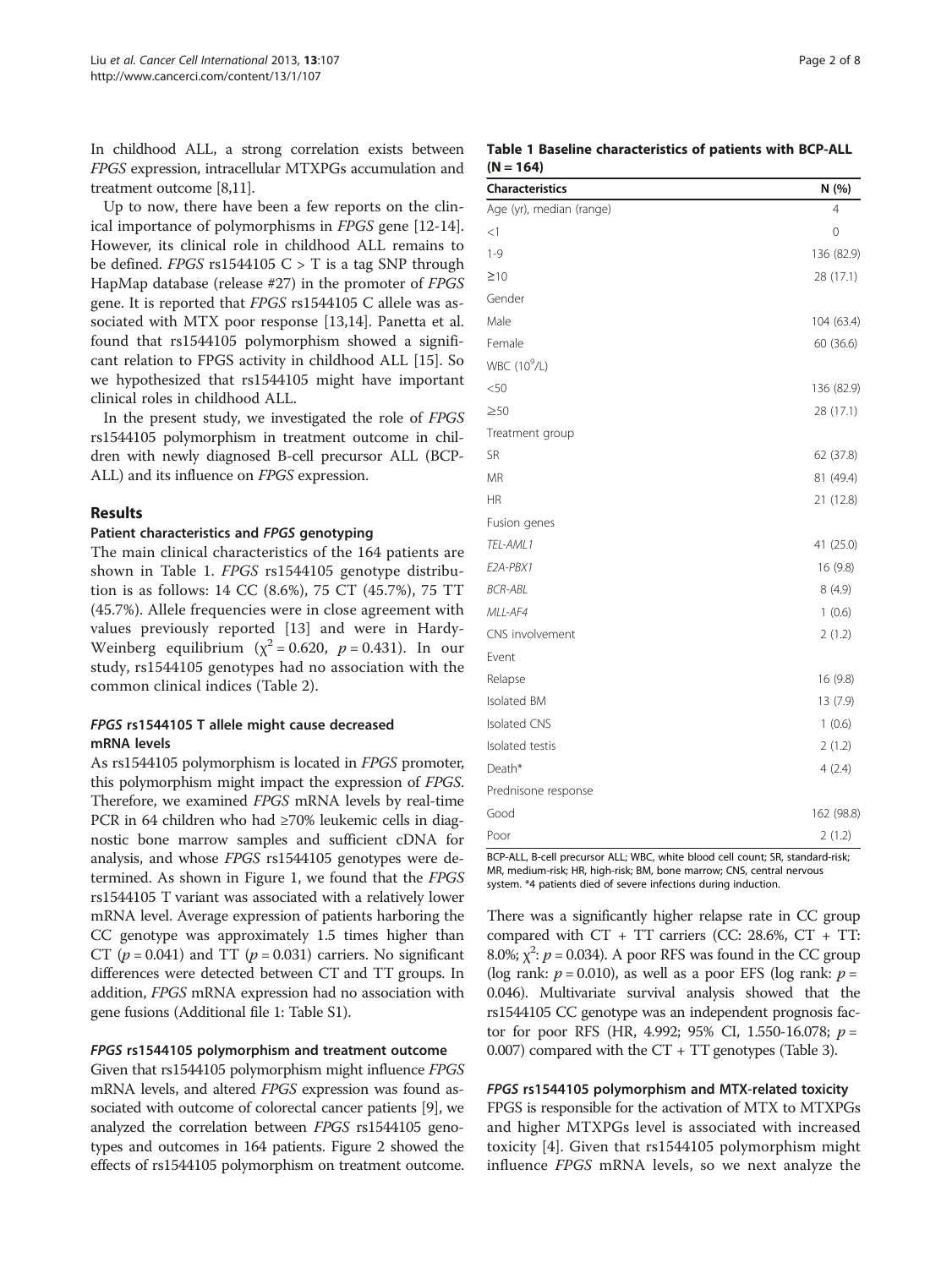In childhood ALL, a strong correlation exists between *FPGS* expression, intracellular MTXPGs accumulation and treatment outcome [8,11].

Up to now, there have been a few reports on the clinical importance of polymorphisms in *FPGS* gene [12-14]. However, its clinical role in childhood ALL remains to be defined. *FPGS* rs1544105 C > T is a tag SNP through HapMap database (release #27) in the promoter of *FPGS* gene. It is reported that *FPGS* rs1544105 C allele was associated with MTX poor response [13,14]. Panetta et al. found that rs1544105 polymorphism showed a significant relation to FPGS activity in childhood ALL [15]. So we hypothesized that rs1544105 might have important clinical roles in childhood ALL.

In the present study, we investigated the role of *FPGS* rs1544105 polymorphism in treatment outcome in children with newly diagnosed B-cell precursor ALL (BCP-ALL) and its influence on *FPGS* expression.

## Results

### Patient characteristics and *FPGS* genotyping

The main clinical characteristics of the 164 patients are shown in Table 1. *FPGS* rs1544105 genotype distribution is as follows: 14 CC (8.6%), 75 CT (45.7%), 75 TT (45.7%). Allele frequencies were in close agreement with values previously reported [13] and were in Hardy-Weinberg equilibrium ($\chi^2 = 0.620$, $p = 0.431$). In our study, rs1544105 genotypes had no association with the common clinical indices (Table 2).

### *FPGS* rs1544105 T allele might cause decreased mRNA levels

As rs1544105 polymorphism is located in *FPGS* promoter, this polymorphism might impact the expression of *FPGS*. Therefore, we examined *FPGS* mRNA levels by real-time PCR in 64 children who had ≥70% leukemic cells in diagnostic bone marrow samples and sufficient cDNA for analysis, and whose *FPGS* rs1544105 genotypes were determined. As shown in Figure 1, we found that the *FPGS* rs1544105 T variant was associated with a relatively lower mRNA level. Average expression of patients harboring the CC genotype was approximately 1.5 times higher than CT ($p = 0.041$) and TT ($p = 0.031$) carriers. No significant differences were detected between CT and TT groups. In addition, *FPGS* mRNA expression had no association with gene fusions (Additional file 1: Table S1).

### *FPGS* rs1544105 polymorphism and treatment outcome

Given that rs1544105 polymorphism might influence *FPGS* mRNA levels, and altered *FPGS* expression was found associated with outcome of colorectal cancer patients [9], we analyzed the correlation between *FPGS* rs1544105 genotypes and outcomes in 164 patients. Figure 2 showed the effects of rs1544105 polymorphism on treatment outcome.

**Table 1 Baseline characteristics of patients with BCP-ALL (N = 164)**

| Characteristics | N (%) |
|---|---|
| Age (yr), median (range) | 4 |
| <1 | 0 |
| 1-9 | 136 (82.9) |
| ≥10 | 28 (17.1) |
| Gender | |
| Male | 104 (63.4) |
| Female | 60 (36.6) |
| WBC ($10^9$/L) | |
| <50 | 136 (82.9) |
| ≥50 | 28 (17.1) |
| Treatment group | |
| SR | 62 (37.8) |
| MR | 81 (49.4) |
| HR | 21 (12.8) |
| Fusion genes | |
| *TEL-AML1* | 41 (25.0) |
| *E2A-PBX1* | 16 (9.8) |
| *BCR-ABL* | 8 (4.9) |
| *MLL-AF4* | 1 (0.6) |
| CNS involvement | 2 (1.2) |
| Event | |
| Relapse | 16 (9.8) |
| Isolated BM | 13 (7.9) |
| Isolated CNS | 1 (0.6) |
| Isolated testis | 2 (1.2) |
| Death* | 4 (2.4) |
| Prednisone response | |
| Good | 162 (98.8) |
| Poor | 2 (1.2) |

BCP-ALL, B-cell precursor ALL; WBC, white blood cell count; SR, standard-risk; MR, medium-risk; HR, high-risk; BM, bone marrow; CNS, central nervous system. *4 patients died of severe infections during induction.

There was a significantly higher relapse rate in CC group compared with CT + TT carriers (CC: 28.6%, CT + TT: 8.0%; $\chi^2$: $p = 0.034$). A poor RFS was found in the CC group (log rank: $p = 0.010$), as well as a poor EFS (log rank: $p = 0.046$). Multivariate survival analysis showed that the rs1544105 CC genotype was an independent prognosis factor for poor RFS (HR, 4.992; 95% CI, 1.550-16.078; $p = 0.007$) compared with the CT + TT genotypes (Table 3).

### *FPGS* rs1544105 polymorphism and MTX-related toxicity

FPGS is responsible for the activation of MTX to MTXPGs and higher MTXPGs level is associated with increased toxicity [4]. Given that rs1544105 polymorphism might influence *FPGS* mRNA levels, so we next analyze the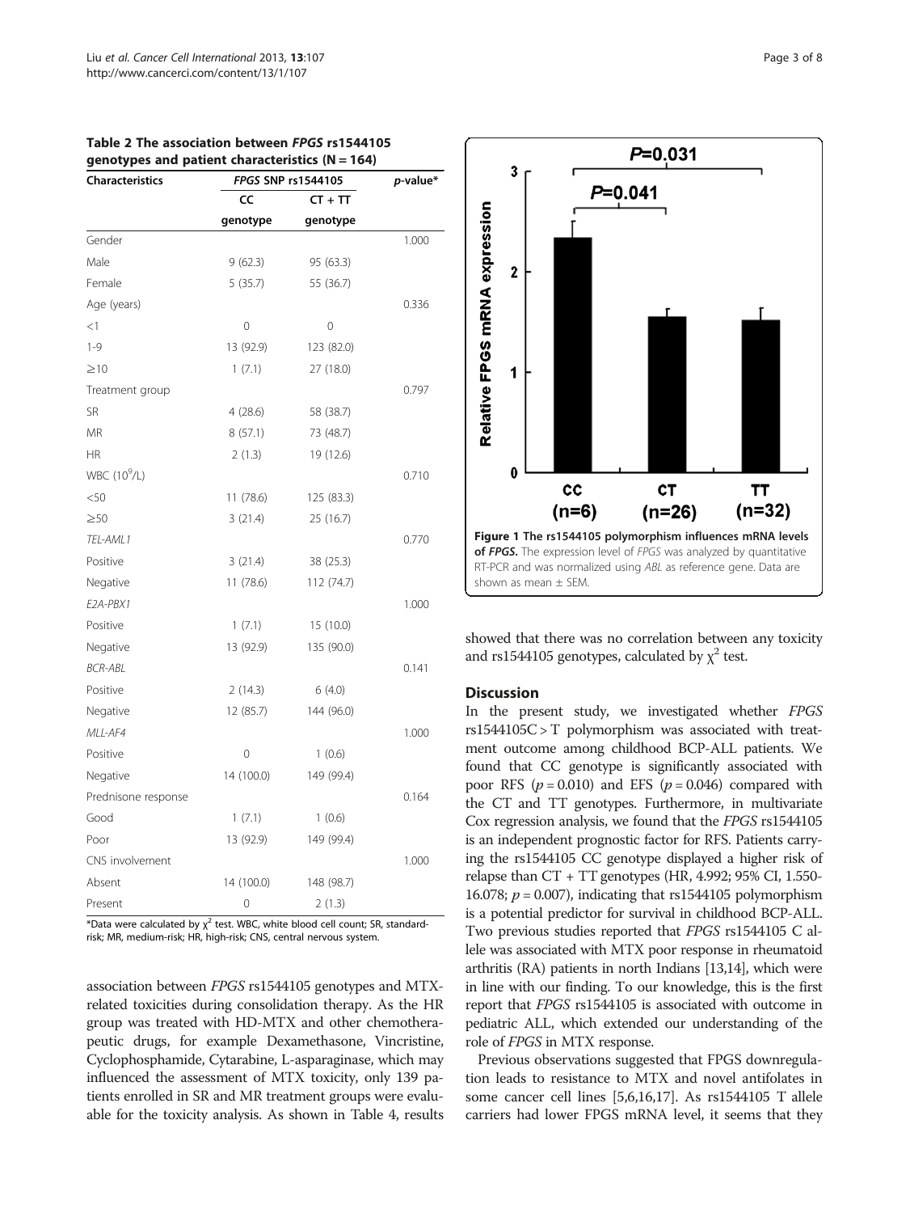**Table 2 The association between *FPGS* rs1544105 genotypes and patient characteristics (N = 164)**

| Characteristics | *FPGS* SNP rs1544105 | | *p*-value* |
|---|---|---|---|
| | CC genotype | CT + TT genotype | |
| Gender | | | 1.000 |
| Male | 9 (62.3) | 95 (63.3) | |
| Female | 5 (35.7) | 55 (36.7) | |
| Age (years) | | | 0.336 |
| <1 | 0 | 0 | |
| 1-9 | 13 (92.9) | 123 (82.0) | |
| ≥10 | 1 (7.1) | 27 (18.0) | |
| Treatment group | | | 0.797 |
| SR | 4 (28.6) | 58 (38.7) | |
| MR | 8 (57.1) | 73 (48.7) | |
| HR | 2 (1.3) | 19 (12.6) | |
| WBC ($10^9$/L) | | | 0.710 |
| <50 | 11 (78.6) | 125 (83.3) | |
| ≥50 | 3 (21.4) | 25 (16.7) | |
| *TEL-AML1* | | | 0.770 |
| Positive | 3 (21.4) | 38 (25.3) | |
| Negative | 11 (78.6) | 112 (74.7) | |
| *E2A-PBX1* | | | 1.000 |
| Positive | 1 (7.1) | 15 (10.0) | |
| Negative | 13 (92.9) | 135 (90.0) | |
| *BCR-ABL* | | | 0.141 |
| Positive | 2 (14.3) | 6 (4.0) | |
| Negative | 12 (85.7) | 144 (96.0) | |
| *MLL-AF4* | | | 1.000 |
| Positive | 0 | 1 (0.6) | |
| Negative | 14 (100.0) | 149 (99.4) | |
| Prednisone response | | | 0.164 |
| Good | 1 (7.1) | 1 (0.6) | |
| Poor | 13 (92.9) | 149 (99.4) | |
| CNS involvement | | | 1.000 |
| Absent | 14 (100.0) | 148 (98.7) | |
| Present | 0 | 2 (1.3) | |

*Data were calculated by $\chi^2$ test. WBC, white blood cell count; SR, standard-risk; MR, medium-risk; HR, high-risk; CNS, central nervous system.

association between *FPGS* rs1544105 genotypes and MTX-related toxicities during consolidation therapy. As the HR group was treated with HD-MTX and other chemotherapeutic drugs, for example Dexamethasone, Vincristine, Cyclophosphamide, Cytarabine, L-asparaginase, which may influenced the assessment of MTX toxicity, only 139 patients enrolled in SR and MR treatment groups were evaluable for the toxicity analysis. As shown in Table 4, results showed that there was no correlation between any toxicity and rs1544105 genotypes, calculated by $\chi^2$ test.

**Figure 1 The rs1544105 polymorphism influences mRNA levels of *FPGS*.** The expression level of *FPGS* was analyzed by quantitative RT-PCR and was normalized using *ABL* as reference gene. Data are shown as mean ± SEM.

## Discussion

In the present study, we investigated whether *FPGS* rs1544105C > T polymorphism was associated with treatment outcome among childhood BCP-ALL patients. We found that CC genotype is significantly associated with poor RFS ($p = 0.010$) and EFS ($p = 0.046$) compared with the CT and TT genotypes. Furthermore, in multivariate Cox regression analysis, we found that the *FPGS* rs1544105 is an independent prognostic factor for RFS. Patients carrying the rs1544105 CC genotype displayed a higher risk of relapse than CT + TT genotypes (HR, 4.992; 95% CI, 1.550-16.078; $p = 0.007$), indicating that rs1544105 polymorphism is a potential predictor for survival in childhood BCP-ALL. Two previous studies reported that *FPGS* rs1544105 C allele was associated with MTX poor response in rheumatoid arthritis (RA) patients in north Indians [13,14], which were in line with our finding. To our knowledge, this is the first report that *FPGS* rs1544105 is associated with outcome in pediatric ALL, which extended our understanding of the role of *FPGS* in MTX response.

Previous observations suggested that FPGS downregulation leads to resistance to MTX and novel antifolates in some cancer cell lines [5,6,16,17]. As rs1544105 T allele carriers had lower FPGS mRNA level, it seems that they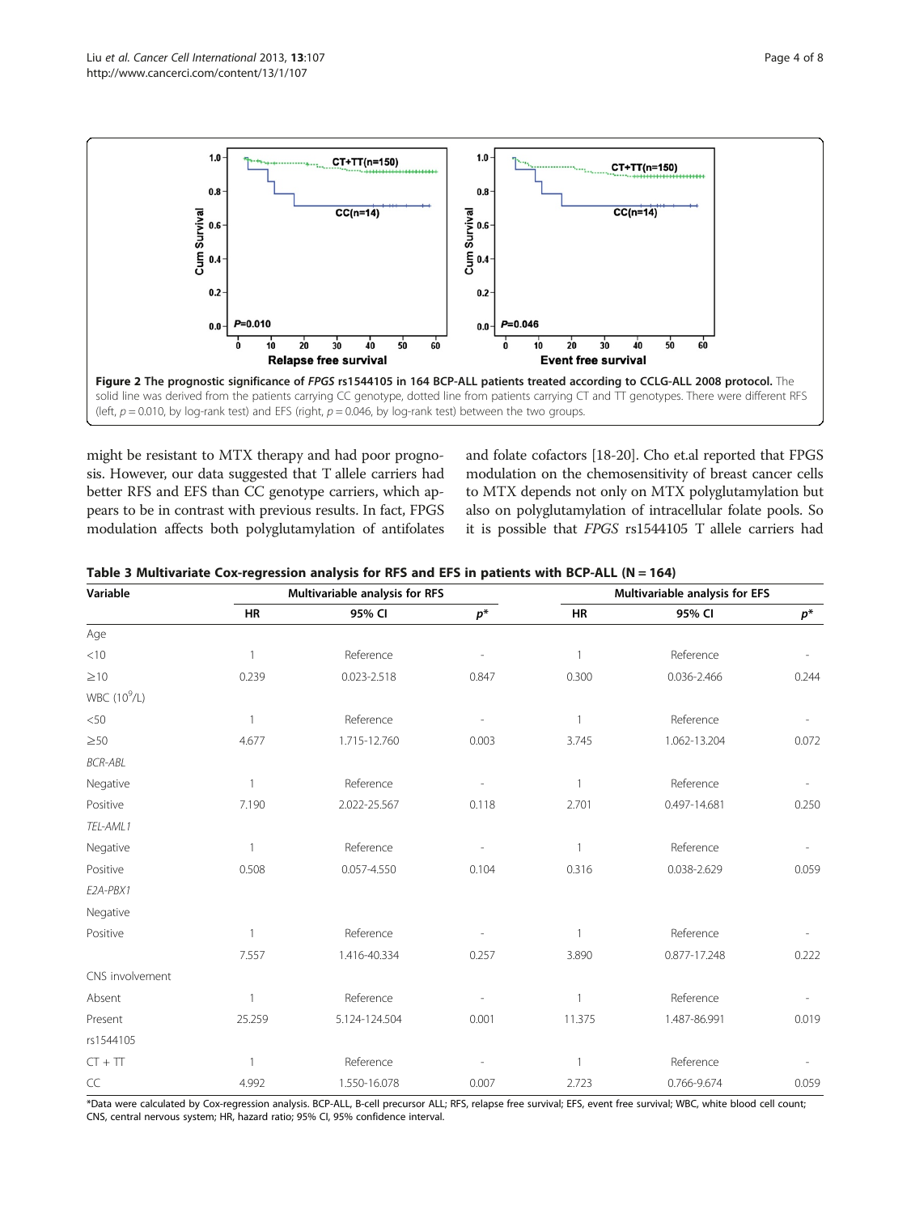**Figure 2 The prognostic significance of *FPGS* rs1544105 in 164 BCP-ALL patients treated according to CCLG-ALL 2008 protocol.** The solid line was derived from the patients carrying CC genotype, dotted line from patients carrying CT and TT genotypes. There were different RFS (left, $p = 0.010$, by log-rank test) and EFS (right, $p = 0.046$, by log-rank test) between the two groups.

might be resistant to MTX therapy and had poor prognosis. However, our data suggested that T allele carriers had better RFS and EFS than CC genotype carriers, which appears to be in contrast with previous results. In fact, FPGS modulation affects both polyglutamylation of antifolates and folate cofactors [18-20]. Cho et.al reported that FPGS modulation on the chemosensitivity of breast cancer cells to MTX depends not only on MTX polyglutamylation but also on polyglutamylation of intracellular folate pools. So it is possible that *FPGS* rs1544105 T allele carriers had

**Table 3 Multivariate Cox-regression analysis for RFS and EFS in patients with BCP-ALL (N = 164)**

| Variable | Multivariable analysis for RFS | | | Multivariable analysis for EFS | | |
|---|---|---|---|---|---|---|
| | HR | 95% CI | $p$* | HR | 95% CI | $p$* |
| Age | | | | | | |
| <10 | 1 | Reference | - | 1 | Reference | - |
| ≥10 | 0.239 | 0.023-2.518 | 0.847 | 0.300 | 0.036-2.466 | 0.244 |
| WBC ($10^9$/L) | | | | | | |
| <50 | 1 | Reference | - | 1 | Reference | - |
| ≥50 | 4.677 | 1.715-12.760 | 0.003 | 3.745 | 1.062-13.204 | 0.072 |
| *BCR-ABL* | | | | | | |
| Negative | 1 | Reference | - | 1 | Reference | - |
| Positive | 7.190 | 2.022-25.567 | 0.118 | 2.701 | 0.497-14.681 | 0.250 |
| *TEL-AML1* | | | | | | |
| Negative | 1 | Reference | - | 1 | Reference | - |
| Positive | 0.508 | 0.057-4.550 | 0.104 | 0.316 | 0.038-2.629 | 0.059 |
| *E2A-PBX1* | | | | | | |
| Negative | | | | | | |
| Positive | 1 | Reference | - | 1 | Reference | - |
| | 7.557 | 1.416-40.334 | 0.257 | 3.890 | 0.877-17.248 | 0.222 |
| CNS involvement | | | | | | |
| Absent | 1 | Reference | - | 1 | Reference | - |
| Present | 25.259 | 5.124-124.504 | 0.001 | 11.375 | 1.487-86.991 | 0.019 |
| rs1544105 | | | | | | |
| CT + TT | 1 | Reference | - | 1 | Reference | - |
| CC | 4.992 | 1.550-16.078 | 0.007 | 2.723 | 0.766-9.674 | 0.059 |

*Data were calculated by Cox-regression analysis. BCP-ALL, B-cell precursor ALL; RFS, relapse free survival; EFS, event free survival; WBC, white blood cell count; CNS, central nervous system; HR, hazard ratio; 95% CI, 95% confidence interval.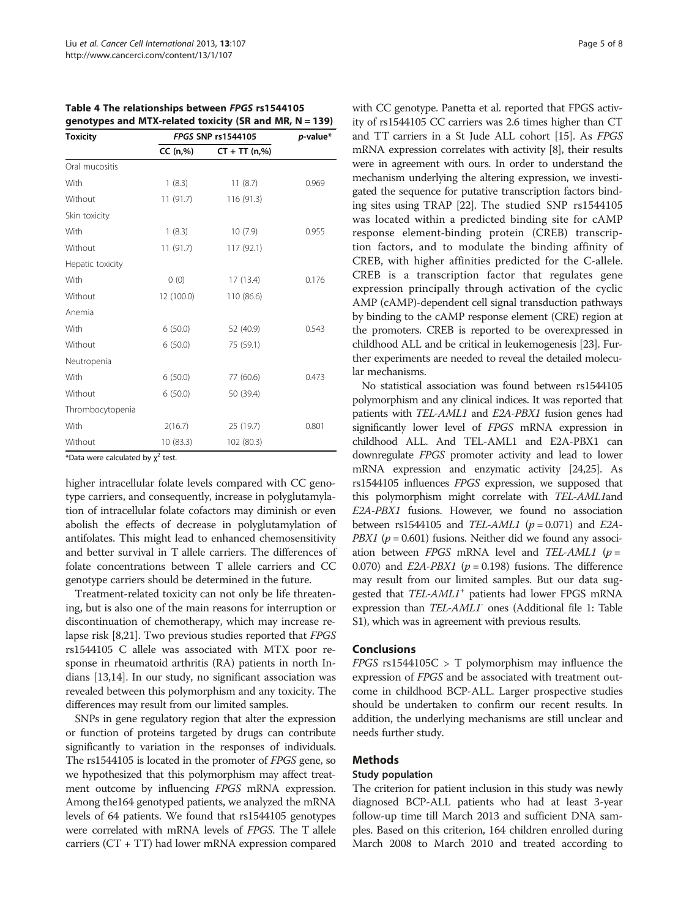**Table 4 The relationships between *FPGS* rs1544105 genotypes and MTX-related toxicity (SR and MR, N = 139)**

| Toxicity | *FPGS* SNP rs1544105 | | *p*-value* |
|---|---|---|---|
| | CC (n,%) | CT + TT (n,%) | |
| Oral mucositis | | | |
| With | 1 (8.3) | 11 (8.7) | 0.969 |
| Without | 11 (91.7) | 116 (91.3) | |
| Skin toxicity | | | |
| With | 1 (8.3) | 10 (7.9) | 0.955 |
| Without | 11 (91.7) | 117 (92.1) | |
| Hepatic toxicity | | | |
| With | 0 (0) | 17 (13.4) | 0.176 |
| Without | 12 (100.0) | 110 (86.6) | |
| Anemia | | | |
| With | 6 (50.0) | 52 (40.9) | 0.543 |
| Without | 6 (50.0) | 75 (59.1) | |
| Neutropenia | | | |
| With | 6 (50.0) | 77 (60.6) | 0.473 |
| Without | 6 (50.0) | 50 (39.4) | |
| Thrombocytopenia | | | |
| With | 2(16.7) | 25 (19.7) | 0.801 |
| Without | 10 (83.3) | 102 (80.3) | |

*Data were calculated by $\chi^2$ test.

higher intracellular folate levels compared with CC genotype carriers, and consequently, increase in polyglutamylation of intracellular folate cofactors may diminish or even abolish the effects of decrease in polyglutamylation of antifolates. This might lead to enhanced chemosensitivity and better survival in T allele carriers. The differences of folate concentrations between T allele carriers and CC genotype carriers should be determined in the future.

Treatment-related toxicity can not only be life threatening, but is also one of the main reasons for interruption or discontinuation of chemotherapy, which may increase relapse risk [8,21]. Two previous studies reported that *FPGS* rs1544105 C allele was associated with MTX poor response in rheumatoid arthritis (RA) patients in north Indians [13,14]. In our study, no significant association was revealed between this polymorphism and any toxicity. The differences may result from our limited samples.

SNPs in gene regulatory region that alter the expression or function of proteins targeted by drugs can contribute significantly to variation in the responses of individuals. The rs1544105 is located in the promoter of *FPGS* gene, so we hypothesized that this polymorphism may affect treatment outcome by influencing *FPGS* mRNA expression. Among the164 genotyped patients, we analyzed the mRNA levels of 64 patients. We found that rs1544105 genotypes were correlated with mRNA levels of *FPGS*. The T allele carriers (CT + TT) had lower mRNA expression compared with CC genotype. Panetta et al. reported that FPGS activity of rs1544105 CC carriers was 2.6 times higher than CT and TT carriers in a St Jude ALL cohort [15]. As *FPGS* mRNA expression correlates with activity [8], their results were in agreement with ours. In order to understand the mechanism underlying the altering expression, we investigated the sequence for putative transcription factors binding sites using TRAP [22]. The studied SNP rs1544105 was located within a predicted binding site for cAMP response element-binding protein (CREB) transcription factors, and to modulate the binding affinity of CREB, with higher affinities predicted for the C-allele. CREB is a transcription factor that regulates gene expression principally through activation of the cyclic AMP (cAMP)-dependent cell signal transduction pathways by binding to the cAMP response element (CRE) region at the promoters. CREB is reported to be overexpressed in childhood ALL and be critical in leukemogenesis [23]. Further experiments are needed to reveal the detailed molecular mechanisms.

No statistical association was found between rs1544105 polymorphism and any clinical indices. It was reported that patients with *TEL-AML1* and *E2A-PBX1* fusion genes had significantly lower level of *FPGS* mRNA expression in childhood ALL. And TEL-AML1 and E2A-PBX1 can downregulate *FPGS* promoter activity and lead to lower mRNA expression and enzymatic activity [24,25]. As rs1544105 influences *FPGS* expression, we supposed that this polymorphism might correlate with *TEL-AML1*and *E2A-PBX1* fusions. However, we found no association between rs1544105 and *TEL-AML1* ($p = 0.071$) and *E2A-PBX1* ($p = 0.601$) fusions. Neither did we found any association between *FPGS* mRNA level and *TEL-AML1* ($p = 0.070$) and *E2A-PBX1* ($p = 0.198$) fusions. The difference may result from our limited samples. But our data suggested that *TEL-AML1*$^+$ patients had lower FPGS mRNA expression than *TEL-AML1*$^-$ ones (Additional file 1: Table S1), which was in agreement with previous results.

## Conclusions

*FPGS* rs1544105C > T polymorphism may influence the expression of *FPGS* and be associated with treatment outcome in childhood BCP-ALL. Larger prospective studies should be undertaken to confirm our recent results. In addition, the underlying mechanisms are still unclear and needs further study.

## Methods

### Study population

The criterion for patient inclusion in this study was newly diagnosed BCP-ALL patients who had at least 3-year follow-up time till March 2013 and sufficient DNA samples. Based on this criterion, 164 children enrolled during March 2008 to March 2010 and treated according to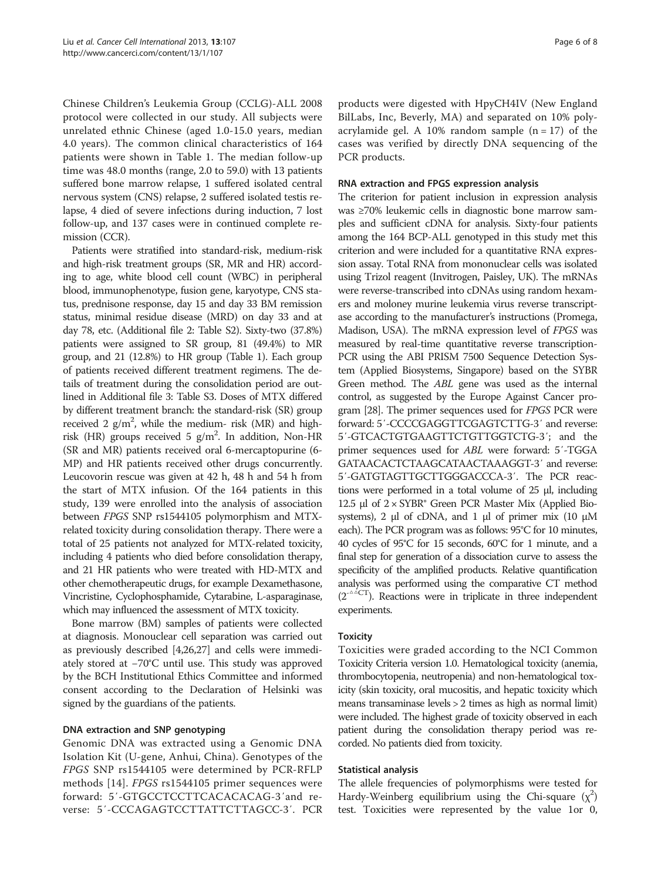Chinese Children's Leukemia Group (CCLG)-ALL 2008 protocol were collected in our study. All subjects were unrelated ethnic Chinese (aged 1.0-15.0 years, median 4.0 years). The common clinical characteristics of 164 patients were shown in Table 1. The median follow-up time was 48.0 months (range, 2.0 to 59.0) with 13 patients suffered bone marrow relapse, 1 suffered isolated central nervous system (CNS) relapse, 2 suffered isolated testis relapse, 4 died of severe infections during induction, 7 lost follow-up, and 137 cases were in continued complete remission (CCR).

Patients were stratified into standard-risk, medium-risk and high-risk treatment groups (SR, MR and HR) according to age, white blood cell count (WBC) in peripheral blood, immunophenotype, fusion gene, karyotype, CNS status, prednisone response, day 15 and day 33 BM remission status, minimal residue disease (MRD) on day 33 and at day 78, etc. (Additional file 2: Table S2). Sixty-two (37.8%) patients were assigned to SR group, 81 (49.4%) to MR group, and 21 (12.8%) to HR group (Table 1). Each group of patients received different treatment regimens. The details of treatment during the consolidation period are outlined in Additional file 3: Table S3. Doses of MTX differed by different treatment branch: the standard-risk (SR) group received 2 $g/m^2$, while the medium- risk (MR) and high-risk (HR) groups received 5 $g/m^2$. In addition, Non-HR (SR and MR) patients received oral 6-mercaptopurine (6-MP) and HR patients received other drugs concurrently. Leucovorin rescue was given at 42 h, 48 h and 54 h from the start of MTX infusion. Of the 164 patients in this study, 139 were enrolled into the analysis of association between *FPGS* SNP rs1544105 polymorphism and MTX-related toxicity during consolidation therapy. There were a total of 25 patients not analyzed for MTX-related toxicity, including 4 patients who died before consolidation therapy, and 21 HR patients who were treated with HD-MTX and other chemotherapeutic drugs, for example Dexamethasone, Vincristine, Cyclophosphamide, Cytarabine, L-asparaginase, which may influenced the assessment of MTX toxicity.

Bone marrow (BM) samples of patients were collected at diagnosis. Monouclear cell separation was carried out as previously described [4,26,27] and cells were immediately stored at −70°C until use. This study was approved by the BCH Institutional Ethics Committee and informed consent according to the Declaration of Helsinki was signed by the guardians of the patients.

### DNA extraction and SNP genotyping

Genomic DNA was extracted using a Genomic DNA Isolation Kit (U-gene, Anhui, China). Genotypes of the *FPGS* SNP rs1544105 were determined by PCR-RFLP methods [14]. *FPGS* rs1544105 primer sequences were forward: 5′-GTGCCTCCTTCACACACAG-3′and reverse: 5′-CCCAGAGTCCTTATTCTTAGCC-3′. PCR products were digested with HpyCH4IV (New England BilLabs, Inc, Beverly, MA) and separated on 10% polyacrylamide gel. A 10% random sample (n = 17) of the cases was verified by directly DNA sequencing of the PCR products.

### RNA extraction and FPGS expression analysis

The criterion for patient inclusion in expression analysis was ≥70% leukemic cells in diagnostic bone marrow samples and sufficient cDNA for analysis. Sixty-four patients among the 164 BCP-ALL genotyped in this study met this criterion and were included for a quantitative RNA expression assay. Total RNA from mononuclear cells was isolated using Trizol reagent (Invitrogen, Paisley, UK). The mRNAs were reverse-transcribed into cDNAs using random hexamers and moloney murine leukemia virus reverse transcriptase according to the manufacturer's instructions (Promega, Madison, USA). The mRNA expression level of *FPGS* was measured by real-time quantitative reverse transcription-PCR using the ABI PRISM 7500 Sequence Detection System (Applied Biosystems, Singapore) based on the SYBR Green method. The *ABL* gene was used as the internal control, as suggested by the Europe Against Cancer program [28]. The primer sequences used for *FPGS* PCR were forward: 5′-CCCCGAGGTTCGAGTCTTG-3′ and reverse: 5′-GTCACTGTGAAGTTCTGTTGGTCTG-3′; and the primer sequences used for *ABL* were forward: 5′-TGGAGATAACACTCTAAGCATAACTAAAGGT-3′ and reverse: 5′-GATGTAGTTGCTTGGGACCCA-3′. The PCR reactions were performed in a total volume of 25 μl, including 12.5 μl of 2 × SYBR® Green PCR Master Mix (Applied Biosystems), 2 μl of cDNA, and 1 μl of primer mix (10 μM each). The PCR program was as follows: 95°C for 10 minutes, 40 cycles of 95°C for 15 seconds, 60°C for 1 minute, and a final step for generation of a dissociation curve to assess the specificity of the amplified products. Relative quantification analysis was performed using the comparative CT method ($2^{-\Delta\Delta CT}$). Reactions were in triplicate in three independent experiments.

### Toxicity

Toxicities were graded according to the NCI Common Toxicity Criteria version 1.0. Hematological toxicity (anemia, thrombocytopenia, neutropenia) and non-hematological toxicity (skin toxicity, oral mucositis, and hepatic toxicity which means transaminase levels > 2 times as high as normal limit) were included. The highest grade of toxicity observed in each patient during the consolidation therapy period was recorded. No patients died from toxicity.

### Statistical analysis

The allele frequencies of polymorphisms were tested for Hardy-Weinberg equilibrium using the Chi-square ($\chi^2$) test. Toxicities were represented by the value 1or 0,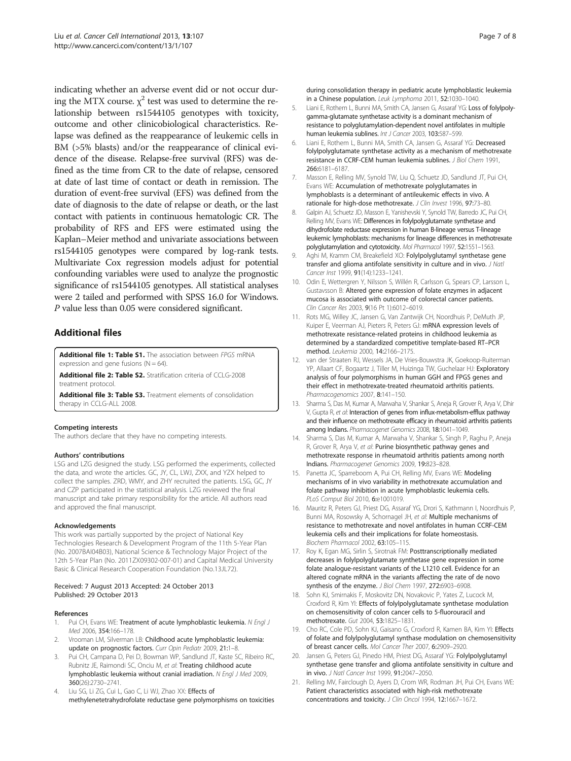indicating whether an adverse event did or not occur during the MTX course. $\chi^2$ test was used to determine the relationship between rs1544105 genotypes with toxicity, outcome and other clinicobiological characteristics. Relapse was defined as the reappearance of leukemic cells in BM (>5% blasts) and/or the reappearance of clinical evidence of the disease. Relapse-free survival (RFS) was defined as the time from CR to the date of relapse, censored at date of last time of contact or death in remission. The duration of event-free survival (EFS) was defined from the date of diagnosis to the date of relapse or death, or the last contact with patients in continuous hematologic CR. The probability of RFS and EFS were estimated using the Kaplan–Meier method and univariate associations between rs1544105 genotypes were compared by log-rank tests. Multivariate Cox regression models adjust for potential confounding variables were used to analyze the prognostic significance of rs1544105 genotypes. All statistical analyses were 2 tailed and performed with SPSS 16.0 for Windows. *P* value less than 0.05 were considered significant.

## Additional files

**Additional file 1: Table S1.** The association between *FPGS* mRNA expression and gene fusions (N = 64).

**Additional file 2: Table S2.** Stratification criteria of CCLG-2008 treatment protocol.

**Additional file 3: Table S3.** Treatment elements of consolidation therapy in CCLG-ALL 2008.

#### Competing interests

The authors declare that they have no competing interests.

#### Authors' contributions

LSG and LZG designed the study. LSG performed the experiments, collected the data, and wrote the articles. GC, JY, CL, LWJ, ZXX, and YZX helped to collect the samples. ZRD, WMY, and ZHY recruited the patients. LSG, GC, JY and CZP participated in the statistical analysis. LZG reviewed the final manuscript and take primary responsibility for the article. All authors read and approved the final manuscript.

#### Acknowledgements

This work was partially supported by the project of National Key Technologies Research & Development Program of the 11th 5-Year Plan (No. 2007BAI04B03), National Science & Technology Major Project of the 12th 5-Year Plan (No. 2011ZX09302-007-01) and Capital Medical University Basic & Clinical Research Cooperation Foundation (No.13JL72).

Received: 7 August 2013 Accepted: 24 October 2013
Published: 29 October 2013

#### References

1. Pui CH, Evans WE: **Treatment of acute lymphoblastic leukemia.** *N Engl J Med* 2006, **354:**166–178.
2. Vrooman LM, Silverman LB: **Childhood acute lymphoblastic leukemia: update on prognostic factors.** *Curr Opin Pediatr* 2009, **21:**1–8.
3. Pui CH, Campana D, Pei D, Bowman WP, Sandlund JT, Kaste SC, Ribeiro RC, Rubnitz JE, Raimondi SC, Onciu M, *et al*: **Treating childhood acute lymphoblastic leukemia without cranial irradiation.** *N Engl J Med* 2009, **360**(26):2730–2741.
4. Liu SG, Li ZG, Cui L, Gao C, Li WJ, Zhao XX: **Effects of methylenetetrahydrofolate reductase gene polymorphisms on toxicities during consolidation therapy in pediatric acute lymphoblastic leukemia in a Chinese population.** *Leuk Lymphoma* 2011, **52:**1030–1040.
5. Liani E, Rothem L, Bunni MA, Smith CA, Jansen G, Assaraf YG: **Loss of folylpoly-gamma-glutamate synthetase activity is a dominant mechanism of resistance to polyglutamylation-dependent novel antifolates in multiple human leukemia sublines.** *Int J Cancer* 2003, **103:**587–599.
6. Liani E, Rothem L, Bunni MA, Smith CA, Jansen G, Assaraf YG: **Decreased folylpolyglutamate synthetase activity as a mechanism of methotrexate resistance in CCRF-CEM human leukemia sublines.** *J Biol Chem* 1991, **266:**6181–6187.
7. Masson E, Relling MV, Synold TW, Liu Q, Schuetz JD, Sandlund JT, Pui CH, Evans WE: **Accumulation of methotrexate polyglutamates in lymphoblasts is a determinant of antileukemic effects in vivo. A rationale for high-dose methotrexate.** *J Clin Invest* 1996, **97:**73–80.
8. Galpin AJ, Schuetz JD, Masson E, Yanishevski Y, Synold TW, Barredo JC, Pui CH, Relling MV, Evans WE: **Differences in folylpolyglutamate synthetase and dihydrofolate reductase expression in human B-lineage versus T-lineage leukemic lymphoblasts: mechanisms for lineage differences in methotrexate polyglutamylation and cytotoxicity.** *Mol Pharmacol* 1997, **52:**1551–1563.
9. Aghi M, Kramm CM, Breakefield XO: **Folylpolyglutamyl synthetase gene transfer and glioma antifolate sensitivity in culture and in vivo.** *J Natl Cancer Inst* 1999, **91**(14):1233–1241.
10. Odin E, Wettergren Y, Nilsson S, Willén R, Carlsson G, Spears CP, Larsson L, Gustavsson B: **Altered gene expression of folate enzymes in adjacent mucosa is associated with outcome of colorectal cancer patients.** *Clin Cancer Res* 2003, **9**(16 Pt 1):6012–6019.
11. Rots MG, Willey JC, Jansen G, Van Zantwijk CH, Noordhuis P, DeMuth JP, Kuiper E, Veerman AJ, Pieters R, Peters GJ: **mRNA expression levels of methotrexate resistance-related proteins in childhood leukemia as determined by a standardized competitive template-based RT–PCR method.** *Leukemia* 2000, **14:**2166–2175.
12. van der Straaten RJ, Wessels JA, De Vries-Bouwstra JK, Goekoop-Ruiterman YP, Allaart CF, Bogaartz J, Tiller M, Huizinga TW, Guchelaar HJ: **Exploratory analysis of four polymorphisms in human GGH and FPGS genes and their effect in methotrexate-treated rheumatoid arthritis patients.** *Pharmacogenomics* 2007, **8:**141–150.
13. Sharma S, Das M, Kumar A, Marwaha V, Shankar S, Aneja R, Grover R, Arya V, Dhir V, Gupta R, *et al*: **Interaction of genes from influx-metabolism-efflux pathway and their influence on methotrexate efficacy in rheumatoid arthritis patients among Indians.** *Pharmacogenet Genomics* 2008, **18:**1041–1049.
14. Sharma S, Das M, Kumar A, Marwaha V, Shankar S, Singh P, Raghu P, Aneja R, Grover R, Arya V, *et al*: **Purine biosynthetic pathway genes and methotrexate response in rheumatoid arthritis patients among north Indians.** *Pharmacogenet Genomics* 2009, **19:**823–828.
15. Panetta JC, Sparreboom A, Pui CH, Relling MV, Evans WE: **Modeling mechanisms of in vivo variability in methotrexate accumulation and folate pathway inhibition in acute lymphoblastic leukemia cells.** *PLoS Comput Biol* 2010, **6:**e1001019.
16. Mauritz R, Peters GJ, Priest DG, Assaraf YG, Drori S, Kathmann I, Noordhuis P, Bunni MA, Rosowsky A, Schornagel JH, *et al*: **Multiple mechanisms of resistance to methotrexate and novel antifolates in human CCRF-CEM leukemia cells and their implications for folate homeostasis.** *Biochem Pharmacol* 2002, **63:**105–115.
17. Roy K, Egan MG, Sirlin S, Sirotnak FM: **Posttranscriptionally mediated decreases in folylpolyglutamate synthetase gene expression in some folate analogue-resistant variants of the L1210 cell. Evidence for an altered cognate mRNA in the variants affecting the rate of de novo synthesis of the enzyme.** *J Biol Chem* 1997, **272:**6903–6908.
18. Sohn KJ, Smirnakis F, Moskovitz DN, Novakovic P, Yates Z, Lucock M, Croxford R, Kim YI: **Effects of folylpolyglutamate synthetase modulation on chemosensitivity of colon cancer cells to 5-fluorouracil and methotrexate.** *Gut* 2004, **53:**1825–1831.
19. Cho RC, Cole PD, Sohn KJ, Gaisano G, Croxford R, Kamen BA, Kim YI: **Effects of folate and folylpolyglutamyl synthase modulation on chemosensitivity of breast cancer cells.** *Mol Cancer Ther* 2007, **6:**2909–2920.
20. Jansen G, Peters GJ, Pinedo HM, Priest DG, Assaraf YG: **Folylpolyglutamyl synthetase gene transfer and glioma antifolate sensitivity in culture and in vivo.** *J Natl Cancer Inst* 1999, **91:**2047–2050.
21. Relling MV, Fairclough D, Ayers D, Crom WR, Rodman JH, Pui CH, Evans WE: **Patient characteristics associated with high-risk methotrexate concentrations and toxicity.** *J Clin Oncol* 1994, **12:**1667–1672.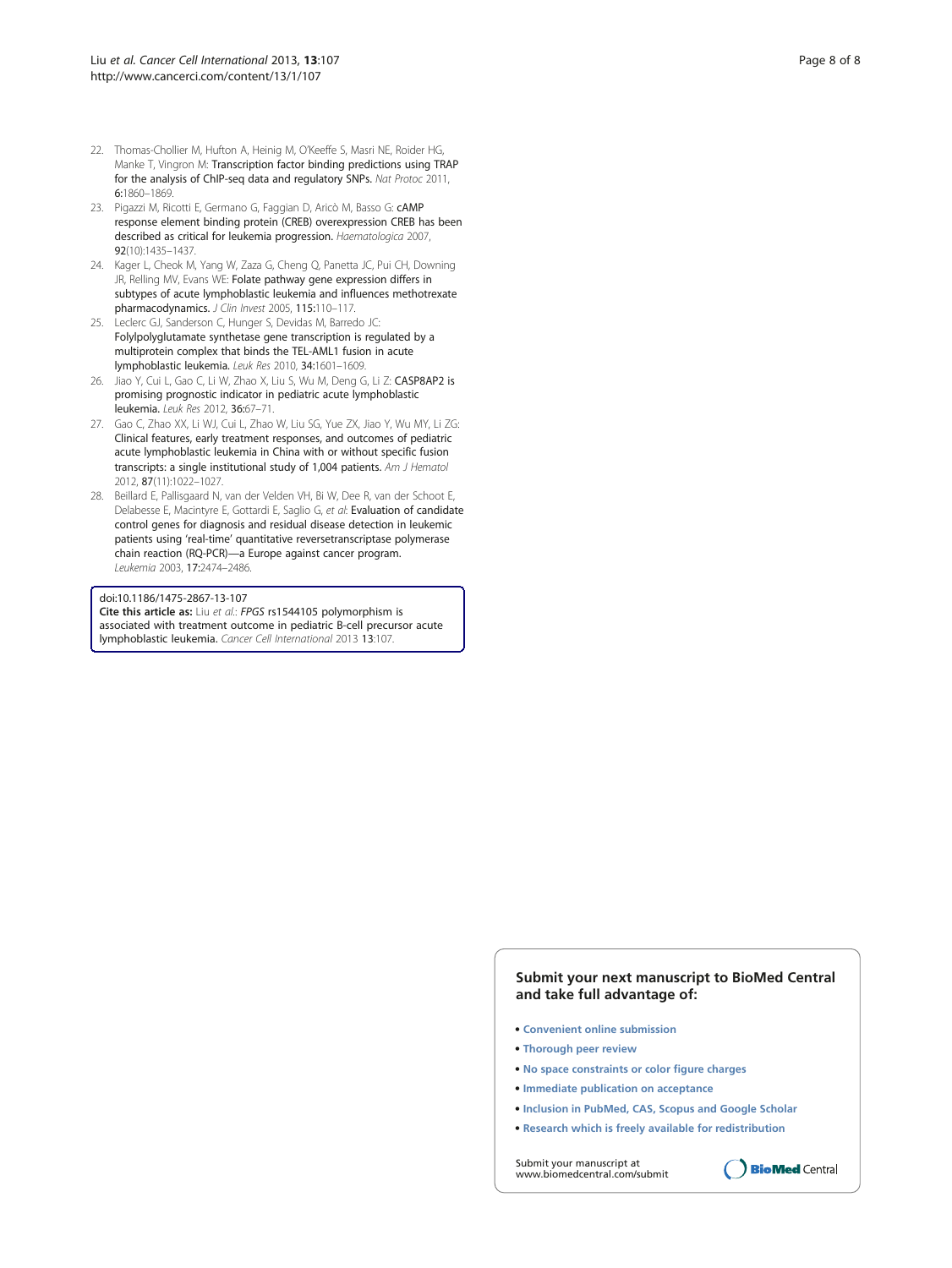22. Thomas-Chollier M, Hufton A, Heinig M, O'Keeffe S, Masri NE, Roider HG, Manke T, Vingron M: **Transcription factor binding predictions using TRAP for the analysis of ChIP-seq data and regulatory SNPs.** *Nat Protoc* 2011, **6:**1860–1869.
23. Pigazzi M, Ricotti E, Germano G, Faggian D, Aricò M, Basso G: **cAMP response element binding protein (CREB) overexpression CREB has been described as critical for leukemia progression.** *Haematologica* 2007, **92**(10):1435–1437.
24. Kager L, Cheok M, Yang W, Zaza G, Cheng Q, Panetta JC, Pui CH, Downing JR, Relling MV, Evans WE: **Folate pathway gene expression differs in subtypes of acute lymphoblastic leukemia and influences methotrexate pharmacodynamics.** *J Clin Invest* 2005, **115:**110–117.
25. Leclerc GJ, Sanderson C, Hunger S, Devidas M, Barredo JC: **Folylpolyglutamate synthetase gene transcription is regulated by a multiprotein complex that binds the TEL-AML1 fusion in acute lymphoblastic leukemia.** *Leuk Res* 2010, **34:**1601–1609.
26. Jiao Y, Cui L, Gao C, Li W, Zhao X, Liu S, Wu M, Deng G, Li Z: **CASP8AP2 is promising prognostic indicator in pediatric acute lymphoblastic leukemia.** *Leuk Res* 2012, **36:**67–71.
27. Gao C, Zhao XX, Li WJ, Cui L, Zhao W, Liu SG, Yue ZX, Jiao Y, Wu MY, Li ZG: **Clinical features, early treatment responses, and outcomes of pediatric acute lymphoblastic leukemia in China with or without specific fusion transcripts: a single institutional study of 1,004 patients.** *Am J Hematol* 2012, **87**(11):1022–1027.
28. Beillard E, Pallisgaard N, van der Velden VH, Bi W, Dee R, van der Schoot E, Delabesse E, Macintyre E, Gottardi E, Saglio G, *et al*: **Evaluation of candidate control genes for diagnosis and residual disease detection in leukemic patients using 'real-time' quantitative reversetranscriptase polymerase chain reaction (RQ-PCR)—a Europe against cancer program.** *Leukemia* 2003, **17:**2474–2486.

doi:10.1186/1475-2867-13-107
**Cite this article as:** Liu *et al.*: *FPGS* rs1544105 polymorphism is associated with treatment outcome in pediatric B-cell precursor acute lymphoblastic leukemia. *Cancer Cell International* 2013 **13**:107.

**Submit your next manuscript to BioMed Central and take full advantage of:**

- **Convenient online submission**
- **Thorough peer review**
- **No space constraints or color figure charges**
- **Immediate publication on acceptance**
- **Inclusion in PubMed, CAS, Scopus and Google Scholar**
- **Research which is freely available for redistribution**

Submit your manuscript at
www.biomedcentral.com/submit

BioMed Central